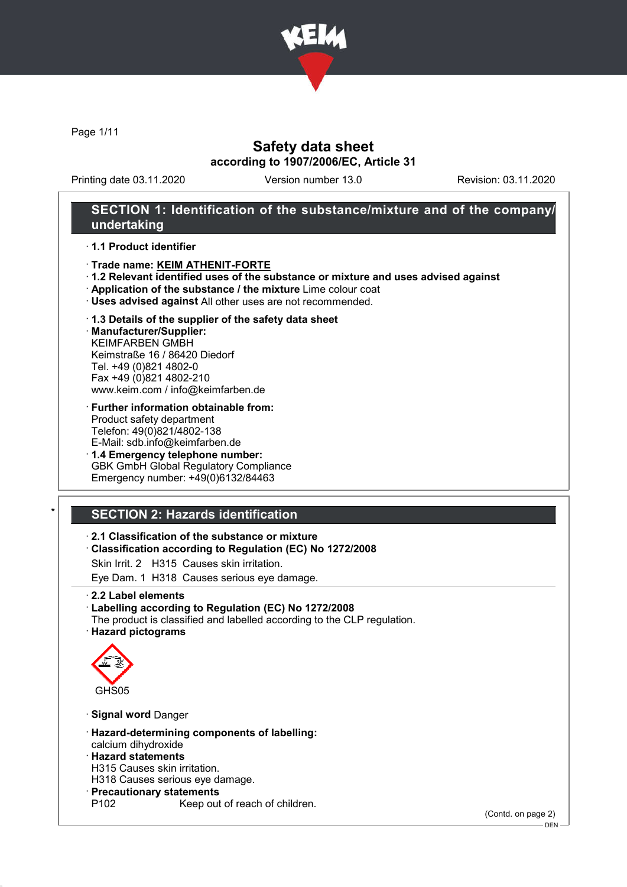# Safety data sheet

**according to 1907/2006/EC, Article 31**

Printing date 03.11.2020 | Version number 13.0 | Revision: 03.11.2020

## SECTION 1: Identification of the substance/mixture and of the company/undertaking

- **1.1 Product identifier**
- **Trade name: KEIM ATHENIT-FORTE**
- **1.2 Relevant identified uses of the substance or mixture and uses advised against**
- **Application of the substance / the mixture** Lime colour coat
- **Uses advised against** All other uses are not recommended.
- **1.3 Details of the supplier of the safety data sheet**
- **Manufacturer/Supplier:**
  KEIMFARBEN GMBH
  Keimstraße 16 / 86420 Diedorf
  Tel. +49 (0)821 4802-0
  Fax +49 (0)821 4802-210
  www.keim.com / info@keimfarben.de
- **Further information obtainable from:**
  Product safety department
  Telefon: 49(0)821/4802-138
  E-Mail: sdb.info@keimfarben.de
- **1.4 Emergency telephone number:**
  GBK GmbH Global Regulatory Compliance
  Emergency number: +49(0)6132/84463

## SECTION 2: Hazards identification

- **2.1 Classification of the substance or mixture**
- **Classification according to Regulation (EC) No 1272/2008**

  Skin Irrit. 2 H315 Causes skin irritation.

  Eye Dam. 1 H318 Causes serious eye damage.

- **2.2 Label elements**
- **Labelling according to Regulation (EC) No 1272/2008**
  The product is classified and labelled according to the CLP regulation.
- **Hazard pictograms**

  GHS05

- **Signal word** Danger
- **Hazard-determining components of labelling:**
  calcium dihydroxide
- **Hazard statements**
  H315 Causes skin irritation.
  H318 Causes serious eye damage.
- **Precautionary statements**
  P102 Keep out of reach of children.

(Contd. on page 2)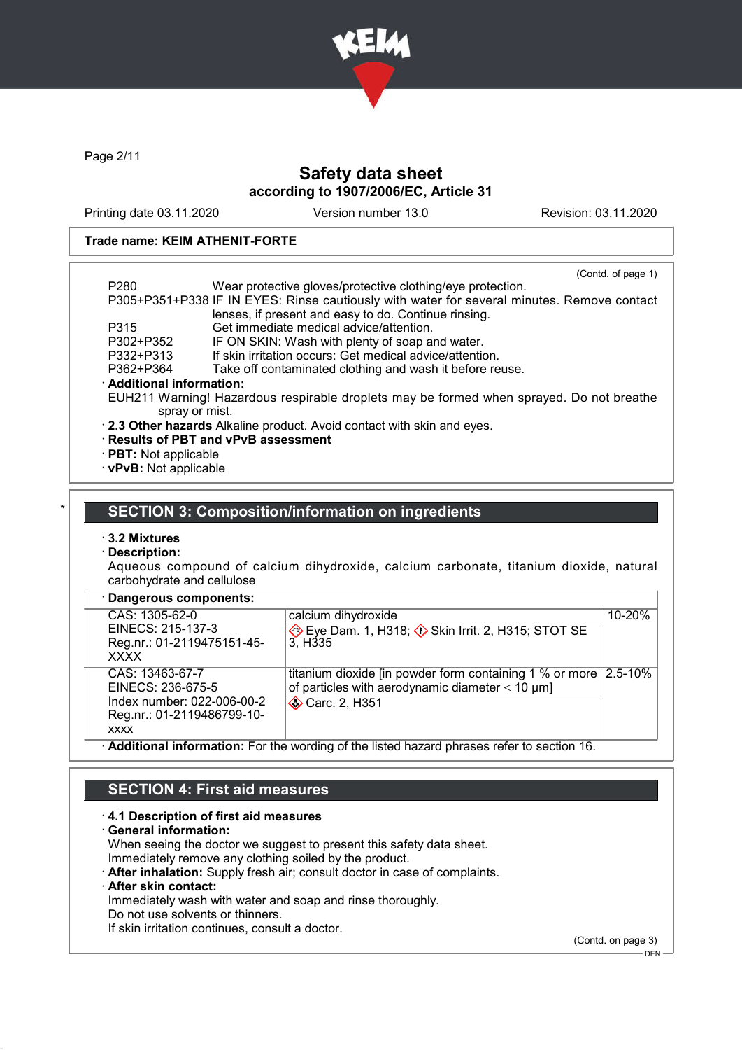Trade name: KEIM ATHENIT-FORTE

(Contd. of page 1)

| | |
|---|---|
| P280 | Wear protective gloves/protective clothing/eye protection. |
| P305+P351+P338 | IF IN EYES: Rinse cautiously with water for several minutes. Remove contact lenses, if present and easy to do. Continue rinsing. |
| P315 | Get immediate medical advice/attention. |
| P302+P352 | IF ON SKIN: Wash with plenty of soap and water. |
| P332+P313 | If skin irritation occurs: Get medical advice/attention. |
| P362+P364 | Take off contaminated clothing and wash it before reuse. |

· **Additional information:**
EUH211 Warning! Hazardous respirable droplets may be formed when sprayed. Do not breathe spray or mist.

· **2.3 Other hazards** Alkaline product. Avoid contact with skin and eyes.

· **Results of PBT and vPvB assessment**

· **PBT:** Not applicable

· **vPvB:** Not applicable

\*

## SECTION 3: Composition/information on ingredients

· **3.2 Mixtures**

· **Description:**
Aqueous compound of calcium dihydroxide, calcium carbonate, titanium dioxide, natural carbohydrate and cellulose

· **Dangerous components:**

| | | |
|---|---|---|
| CAS: 1305-62-0<br>EINECS: 215-137-3<br>Reg.nr.: 01-2119475151-45-XXXX | calcium dihydroxide<br>Eye Dam. 1, H318; Skin Irrit. 2, H315; STOT SE 3, H335 | 10-20% |
| CAS: 13463-67-7<br>EINECS: 236-675-5<br>Index number: 022-006-00-2<br>Reg.nr.: 01-2119486799-10-xxxx | titanium dioxide [in powder form containing 1 % or more of particles with aerodynamic diameter ≤ 10 μm]<br>Carc. 2, H351 | 2.5-10% |

· **Additional information:** For the wording of the listed hazard phrases refer to section 16.

## SECTION 4: First aid measures

· **4.1 Description of first aid measures**

· **General information:**
When seeing the doctor we suggest to present this safety data sheet.
Immediately remove any clothing soiled by the product.

· **After inhalation:** Supply fresh air; consult doctor in case of complaints.

· **After skin contact:**
Immediately wash with water and soap and rinse thoroughly.
Do not use solvents or thinners.
If skin irritation continues, consult a doctor.

(Contd. on page 3)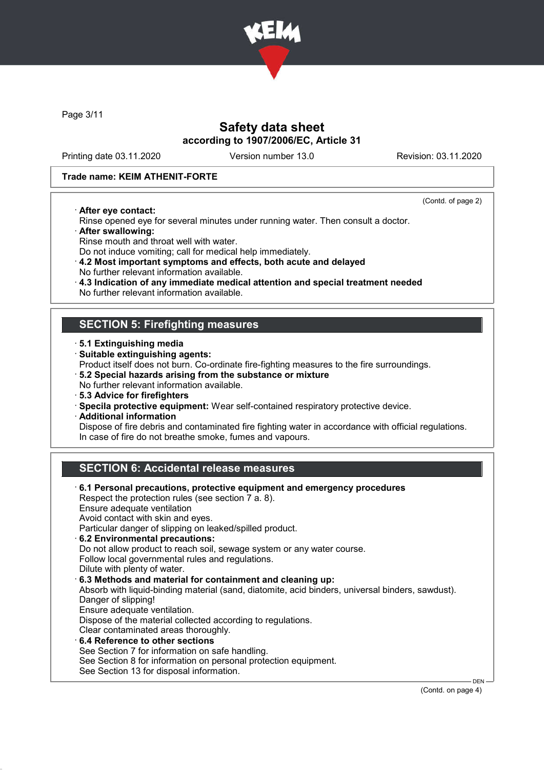**Safety data sheet**
**according to 1907/2006/EC, Article 31**

Printing date 03.11.2020 | Version number 13.0 | Revision: 03.11.2020

**Trade name: KEIM ATHENIT-FORTE**

(Contd. of page 2)

· **After eye contact:**
Rinse opened eye for several minutes under running water. Then consult a doctor.
· **After swallowing:**
Rinse mouth and throat well with water.
Do not induce vomiting; call for medical help immediately.
· **4.2 Most important symptoms and effects, both acute and delayed**
No further relevant information available.
· **4.3 Indication of any immediate medical attention and special treatment needed**
No further relevant information available.

## SECTION 5: Firefighting measures

· **5.1 Extinguishing media**
· **Suitable extinguishing agents:**
Product itself does not burn. Co-ordinate fire-fighting measures to the fire surroundings.
· **5.2 Special hazards arising from the substance or mixture**
No further relevant information available.
· **5.3 Advice for firefighters**
· **Specila protective equipment:** Wear self-contained respiratory protective device.
· **Additional information**
Dispose of fire debris and contaminated fire fighting water in accordance with official regulations.
In case of fire do not breathe smoke, fumes and vapours.

## SECTION 6: Accidental release measures

· **6.1 Personal precautions, protective equipment and emergency procedures**
Respect the protection rules (see section 7 a. 8).
Ensure adequate ventilation
Avoid contact with skin and eyes.
Particular danger of slipping on leaked/spilled product.
· **6.2 Environmental precautions:**
Do not allow product to reach soil, sewage system or any water course.
Follow local governmental rules and regulations.
Dilute with plenty of water.
· **6.3 Methods and material for containment and cleaning up:**
Absorb with liquid-binding material (sand, diatomite, acid binders, universal binders, sawdust).
Danger of slipping!
Ensure adequate ventilation.
Dispose of the material collected according to regulations.
Clear contaminated areas thoroughly.
· **6.4 Reference to other sections**
See Section 7 for information on safe handling.
See Section 8 for information on personal protection equipment.
See Section 13 for disposal information.

(Contd. on page 4)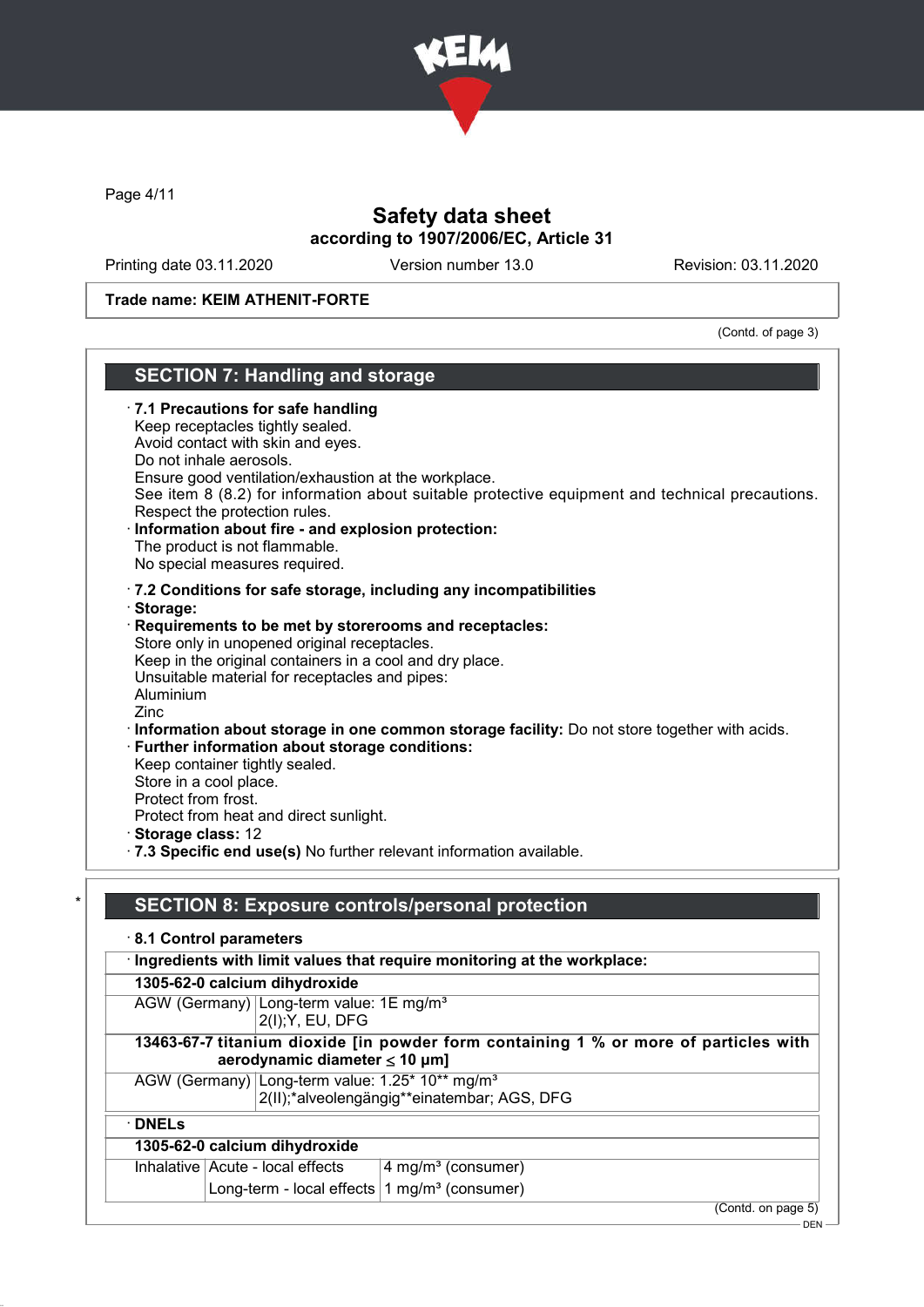# Safety data sheet

**according to 1907/2006/EC, Article 31**

Printing date 03.11.2020 Version number 13.0 Revision: 03.11.2020

**Trade name: KEIM ATHENIT-FORTE**

(Contd. of page 3)

## SECTION 7: Handling and storage

· **7.1 Precautions for safe handling**
Keep receptacles tightly sealed.
Avoid contact with skin and eyes.
Do not inhale aerosols.
Ensure good ventilation/exhaustion at the workplace.
See item 8 (8.2) for information about suitable protective equipment and technical precautions.
Respect the protection rules.

· **Information about fire - and explosion protection:**
The product is not flammable.
No special measures required.

· **7.2 Conditions for safe storage, including any incompatibilities**

· **Storage:**

· **Requirements to be met by storerooms and receptacles:**
Store only in unopened original receptacles.
Keep in the original containers in a cool and dry place.
Unsuitable material for receptacles and pipes:
Aluminium
Zinc

· **Information about storage in one common storage facility:** Do not store together with acids.

· **Further information about storage conditions:**
Keep container tightly sealed.
Store in a cool place.
Protect from frost.
Protect from heat and direct sunlight.

· **Storage class:** 12

· **7.3 Specific end use(s)** No further relevant information available.

## SECTION 8: Exposure controls/personal protection

· **8.1 Control parameters**

| · **Ingredients with limit values that require monitoring at the workplace:** | |
|---|---|
| **1305-62-0 calcium dihydroxide** | |
| AGW (Germany) | Long-term value: 1E mg/m³<br>2(I);Y, EU, DFG |
| **13463-67-7 titanium dioxide [in powder form containing 1 % or more of particles with aerodynamic diameter ≤ 10 μm]** | |
| AGW (Germany) | Long-term value: 1.25* 10** mg/m³<br>2(II);*alveolengängig**einatembar; AGS, DFG |

| · **DNELs** | | |
|---|---|---|
| **1305-62-0 calcium dihydroxide** | | |
| Inhalative | Acute - local effects | 4 mg/m³ (consumer) |
| | Long-term - local effects | 1 mg/m³ (consumer) |

(Contd. on page 5)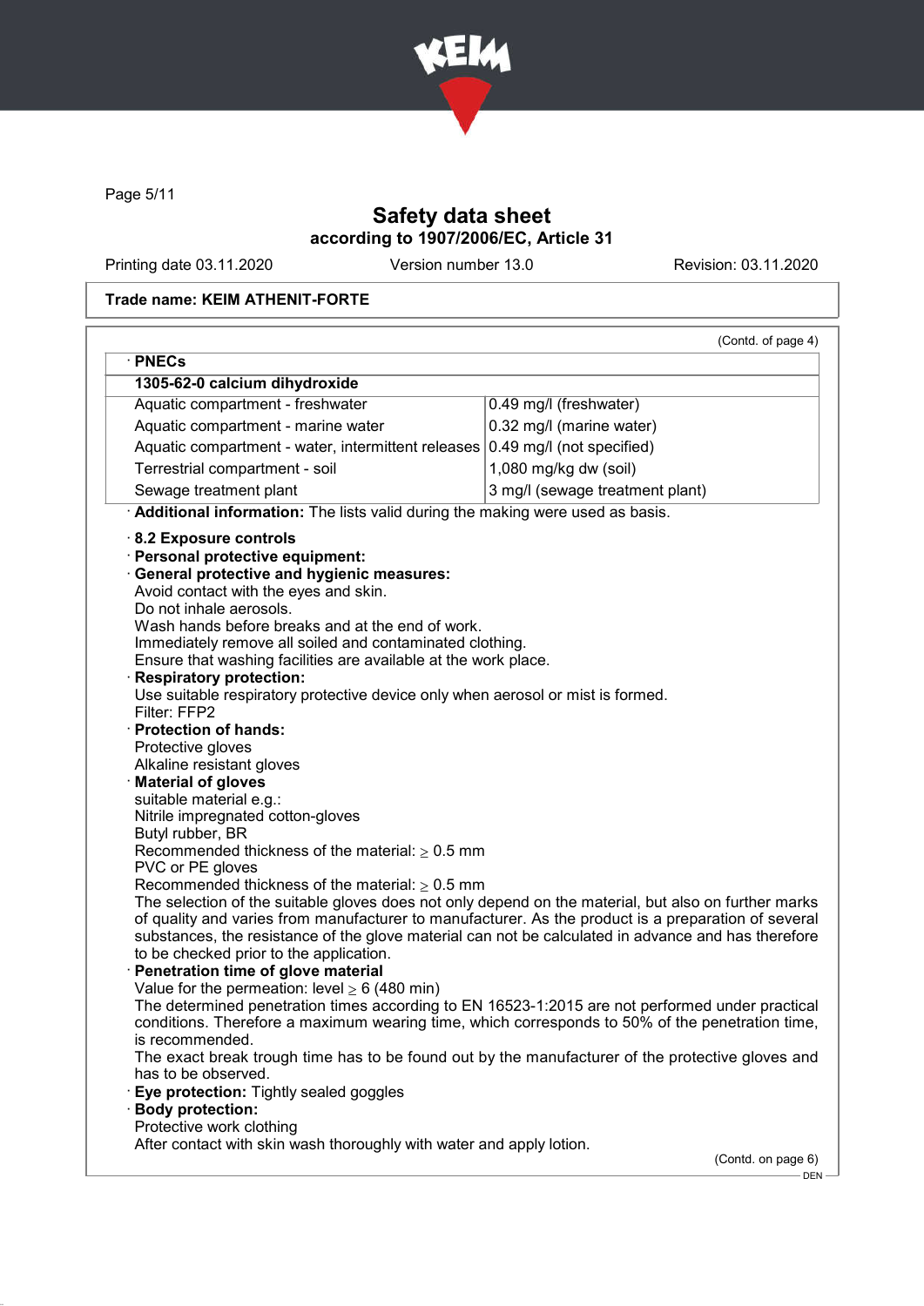# Safety data sheet
## according to 1907/2006/EC, Article 31

Printing date 03.11.2020 | Version number 13.0 | Revision: 03.11.2020

**Trade name: KEIM ATHENIT-FORTE**

(Contd. of page 4)

· **PNECs**

| **1305-62-0 calcium dihydroxide** | |
|---|---|
| Aquatic compartment - freshwater | 0.49 mg/l (freshwater) |
| Aquatic compartment - marine water | 0.32 mg/l (marine water) |
| Aquatic compartment - water, intermittent releases | 0.49 mg/l (not specified) |
| Terrestrial compartment - soil | 1,080 mg/kg dw (soil) |
| Sewage treatment plant | 3 mg/l (sewage treatment plant) |

· **Additional information:** The lists valid during the making were used as basis.

· **8.2 Exposure controls**

· **Personal protective equipment:**

· **General protective and hygienic measures:**
Avoid contact with the eyes and skin.
Do not inhale aerosols.
Wash hands before breaks and at the end of work.
Immediately remove all soiled and contaminated clothing.
Ensure that washing facilities are available at the work place.

· **Respiratory protection:**
Use suitable respiratory protective device only when aerosol or mist is formed.
Filter: FFP2

· **Protection of hands:**
Protective gloves
Alkaline resistant gloves

· **Material of gloves**
suitable material e.g.:
Nitrile impregnated cotton-gloves
Butyl rubber, BR
Recommended thickness of the material: ≥ 0.5 mm
PVC or PE gloves
Recommended thickness of the material: ≥ 0.5 mm
The selection of the suitable gloves does not only depend on the material, but also on further marks of quality and varies from manufacturer to manufacturer. As the product is a preparation of several substances, the resistance of the glove material can not be calculated in advance and has therefore to be checked prior to the application.

· **Penetration time of glove material**
Value for the permeation: level ≥ 6 (480 min)
The determined penetration times according to EN 16523-1:2015 are not performed under practical conditions. Therefore a maximum wearing time, which corresponds to 50% of the penetration time, is recommended.
The exact break trough time has to be found out by the manufacturer of the protective gloves and has to be observed.

· **Eye protection:** Tightly sealed goggles

· **Body protection:**
Protective work clothing
After contact with skin wash thoroughly with water and apply lotion.

(Contd. on page 6)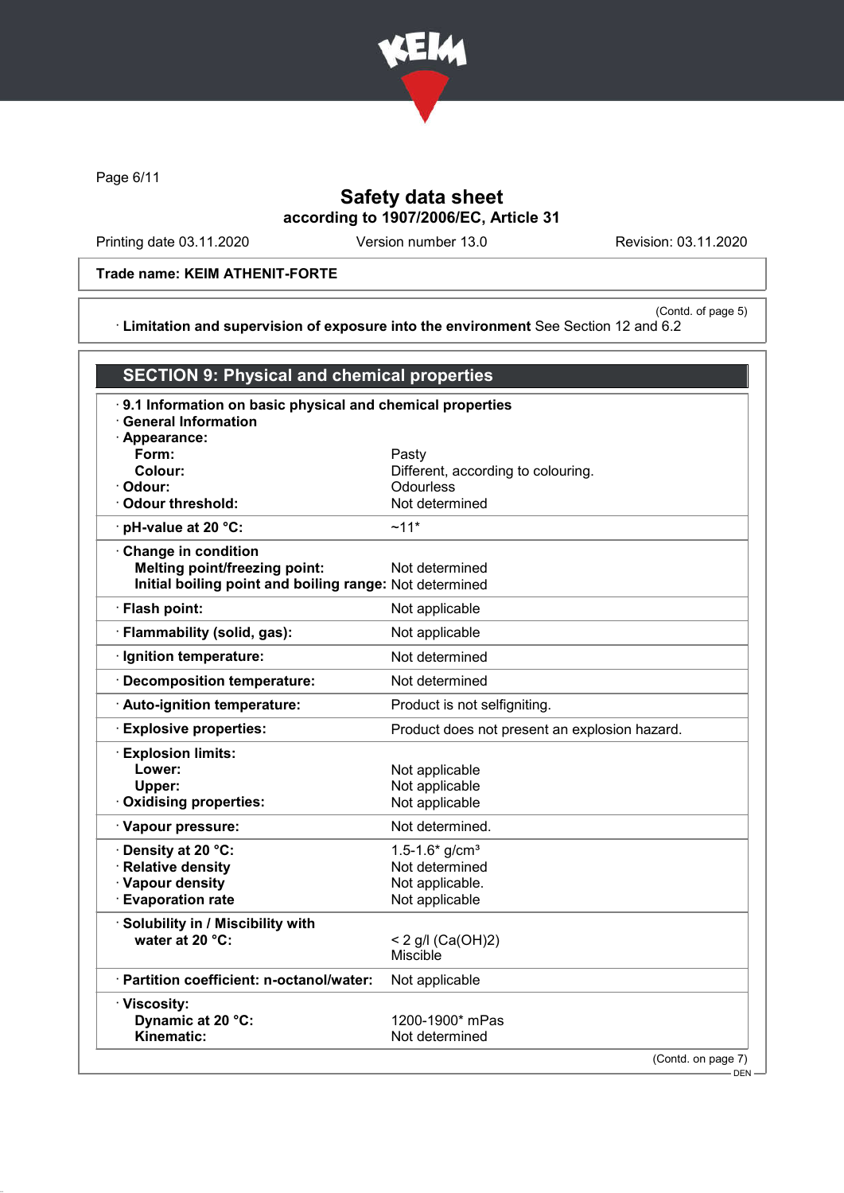Safety data sheet
according to 1907/2006/EC, Article 31

Printing date 03.11.2020 | Version number 13.0 | Revision: 03.11.2020

**Trade name: KEIM ATHENIT-FORTE**

(Contd. of page 5)

· **Limitation and supervision of exposure into the environment** See Section 12 and 6.2

## SECTION 9: Physical and chemical properties

| | |
|---|---|
| · **9.1 Information on basic physical and chemical properties** | |
| · **General Information** | |
| · **Appearance:** | |
| **Form:** | Pasty |
| **Colour:** | Different, according to colouring. |
| · **Odour:** | Odourless |
| · **Odour threshold:** | Not determined |
| · **pH-value at 20 °C:** | ~11* |
| · **Change in condition** | |
| **Melting point/freezing point:** | Not determined |
| **Initial boiling point and boiling range:** | Not determined |
| · **Flash point:** | Not applicable |
| · **Flammability (solid, gas):** | Not applicable |
| · **Ignition temperature:** | Not determined |
| · **Decomposition temperature:** | Not determined |
| · **Auto-ignition temperature:** | Product is not selfigniting. |
| · **Explosive properties:** | Product does not present an explosion hazard. |
| · **Explosion limits:** | |
| **Lower:** | Not applicable |
| **Upper:** | Not applicable |
| · **Oxidising properties:** | Not applicable |
| · **Vapour pressure:** | Not determined. |
| · **Density at 20 °C:** | 1.5-1.6* g/cm³ |
| · **Relative density** | Not determined |
| · **Vapour density** | Not applicable. |
| · **Evaporation rate** | Not applicable |
| · **Solubility in / Miscibility with** | |
| **water at 20 °C:** | < 2 g/l ($Ca(OH)_2$) Miscible |
| · **Partition coefficient: n-octanol/water:** | Not applicable |
| · **Viscosity:** | |
| **Dynamic at 20 °C:** | 1200-1900* mPas |
| **Kinematic:** | Not determined |

(Contd. on page 7)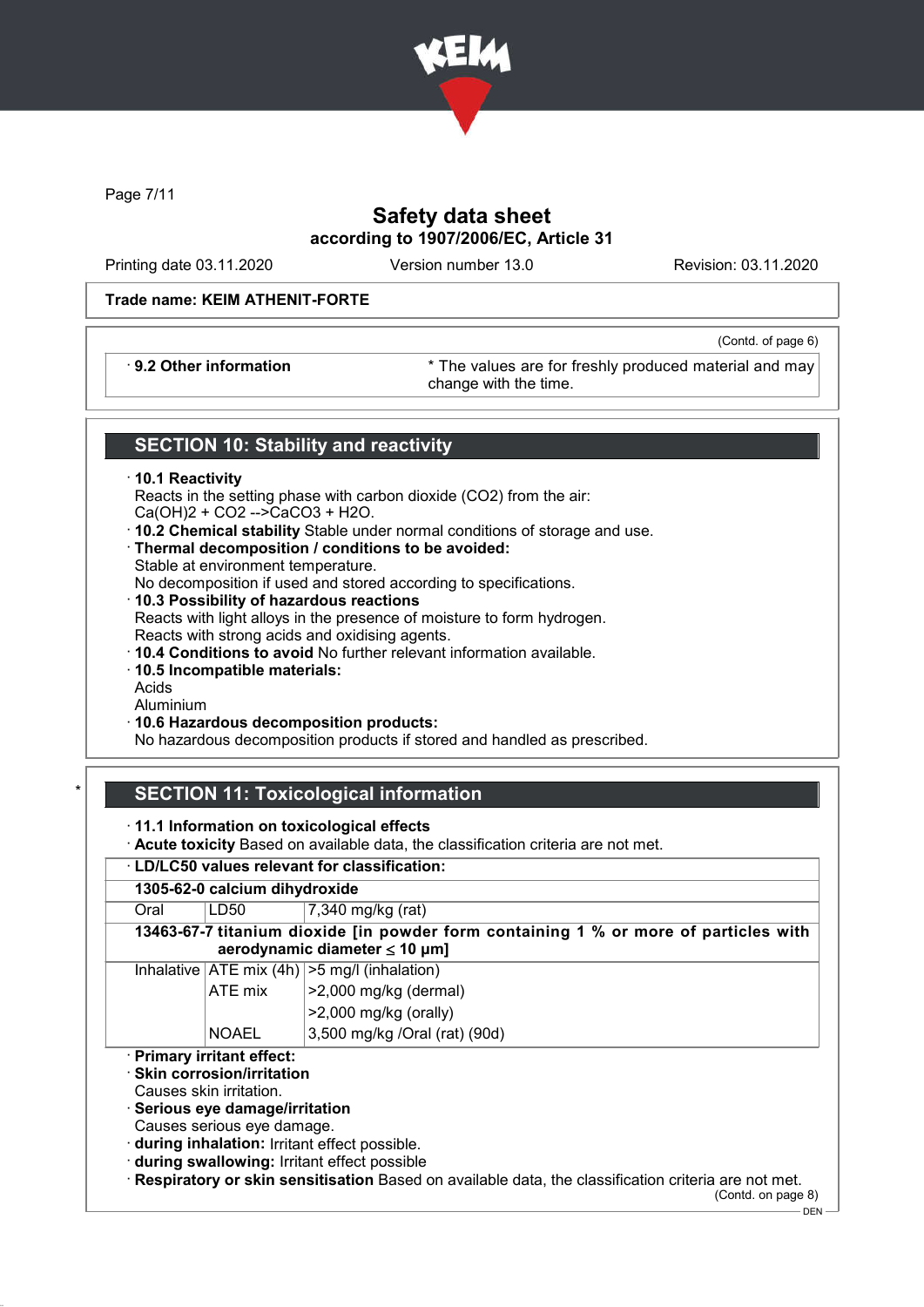Safety data sheet
according to 1907/2006/EC, Article 31

Printing date 03.11.2020 | Version number 13.0 | Revision: 03.11.2020

**Trade name: KEIM ATHENIT-FORTE**

(Contd. of page 6)

· **9.2 Other information** * The values are for freshly produced material and may change with the time.

## SECTION 10: Stability and reactivity

· **10.1 Reactivity**
Reacts in the setting phase with carbon dioxide ($CO_2$) from the air:
$Ca(OH)_2 + CO_2 \rightarrow CaCO_3 + H_2O$.

· **10.2 Chemical stability** Stable under normal conditions of storage and use.

· **Thermal decomposition / conditions to be avoided:**
Stable at environment temperature.
No decomposition if used and stored according to specifications.

· **10.3 Possibility of hazardous reactions**
Reacts with light alloys in the presence of moisture to form hydrogen.
Reacts with strong acids and oxidising agents.

· **10.4 Conditions to avoid** No further relevant information available.

· **10.5 Incompatible materials:**
Acids
Aluminium

· **10.6 Hazardous decomposition products:**
No hazardous decomposition products if stored and handled as prescribed.

## * SECTION 11: Toxicological information

· **11.1 Information on toxicological effects**

· **Acute toxicity** Based on available data, the classification criteria are not met.

· **LD/LC50 values relevant for classification:**

| | | |
|---|---|---|
| **1305-62-0 calcium dihydroxide** | | |
| Oral | LD50 | 7,340 mg/kg (rat) |
| **13463-67-7 titanium dioxide [in powder form containing 1 % or more of particles with aerodynamic diameter ≤ 10 μm]** | | |
| Inhalative | ATE mix (4h) | >5 mg/l (inhalation) |
| | ATE mix | >2,000 mg/kg (dermal) |
| | | >2,000 mg/kg (orally) |
| | NOAEL | 3,500 mg/kg /Oral (rat) (90d) |

· **Primary irritant effect:**

· **Skin corrosion/irritation**
Causes skin irritation.

· **Serious eye damage/irritation**
Causes serious eye damage.

· **during inhalation:** Irritant effect possible.

· **during swallowing:** Irritant effect possible

· **Respiratory or skin sensitisation** Based on available data, the classification criteria are not met.

(Contd. on page 8)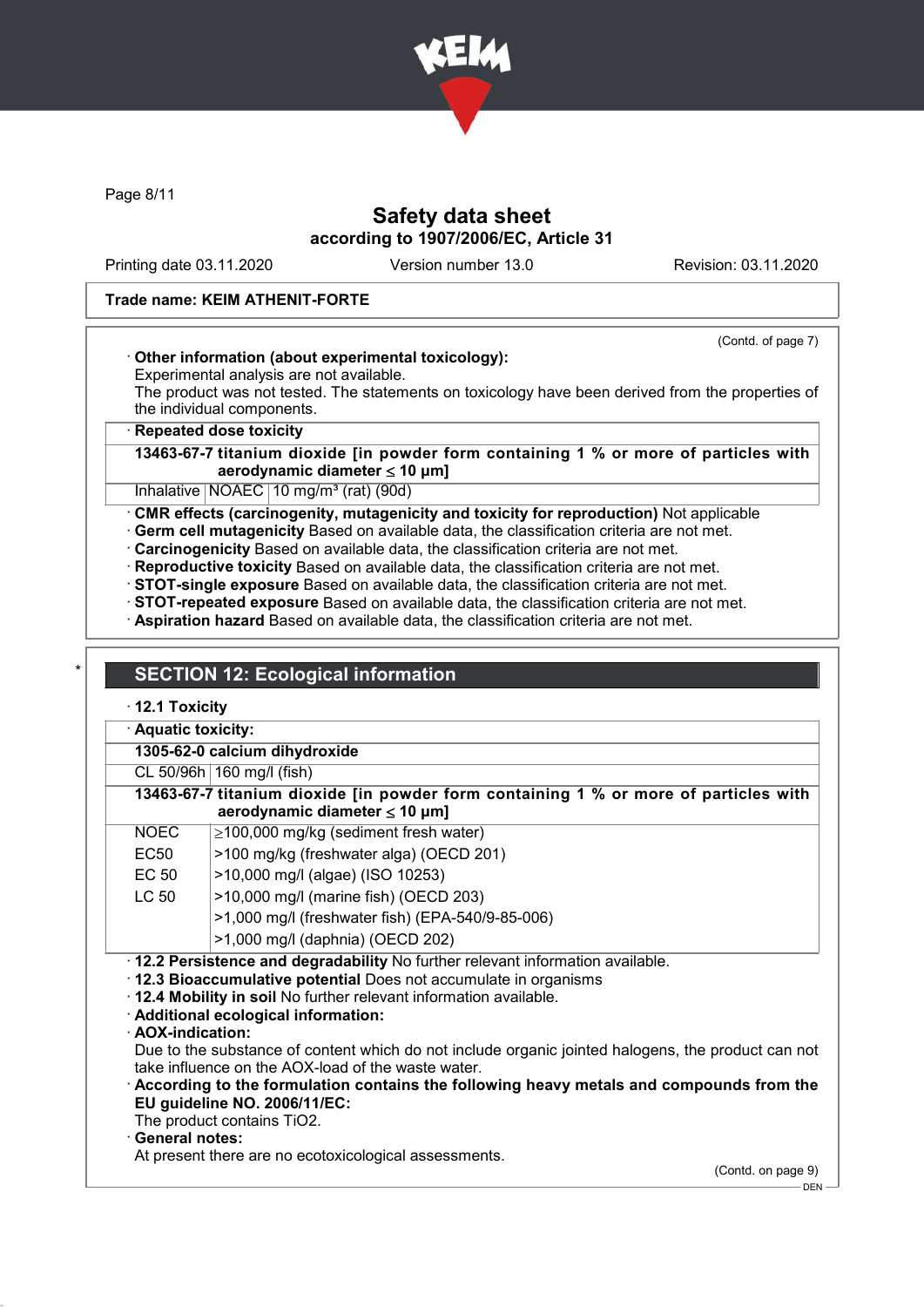**Trade name: KEIM ATHENIT-FORTE**

(Contd. of page 7)

· **Other information (about experimental toxicology):**
Experimental analysis are not available.
The product was not tested. The statements on toxicology have been derived from the properties of the individual components.

· **Repeated dose toxicity**

| **13463-67-7 titanium dioxide [in powder form containing 1 % or more of particles with aerodynamic diameter ≤ 10 μm]** | | |
|---|---|---|
| Inhalative | NOAEC | 10 mg/m³ (rat) (90d) |

· **CMR effects (carcinogenity, mutagenicity and toxicity for reproduction)** Not applicable
· **Germ cell mutagenicity** Based on available data, the classification criteria are not met.
· **Carcinogenicity** Based on available data, the classification criteria are not met.
· **Reproductive toxicity** Based on available data, the classification criteria are not met.
· **STOT-single exposure** Based on available data, the classification criteria are not met.
· **STOT-repeated exposure** Based on available data, the classification criteria are not met.
· **Aspiration hazard** Based on available data, the classification criteria are not met.

\*

## SECTION 12: Ecological information

· **12.1 Toxicity**

· **Aquatic toxicity:**

| **1305-62-0 calcium dihydroxide** | |
|---|---|
| CL 50/96h | 160 mg/l (fish) |
| **13463-67-7 titanium dioxide [in powder form containing 1 % or more of particles with aerodynamic diameter ≤ 10 μm]** | |
| NOEC | ≥100,000 mg/kg (sediment fresh water) |
| EC50 | >100 mg/kg (freshwater alga) (OECD 201) |
| EC 50 | >10,000 mg/l (algae) (ISO 10253) |
| LC 50 | >10,000 mg/l (marine fish) (OECD 203) |
| | >1,000 mg/l (freshwater fish) (EPA-540/9-85-006) |
| | >1,000 mg/l (daphnia) (OECD 202) |

· **12.2 Persistence and degradability** No further relevant information available.
· **12.3 Bioaccumulative potential** Does not accumulate in organisms
· **12.4 Mobility in soil** No further relevant information available.
· **Additional ecological information:**
· **AOX-indication:**
Due to the substance of content which do not include organic jointed halogens, the product can not take influence on the AOX-load of the waste water.
· **According to the formulation contains the following heavy metals and compounds from the EU guideline NO. 2006/11/EC:**
The product contains $TiO_2$.
· **General notes:**
At present there are no ecotoxicological assessments.

(Contd. on page 9)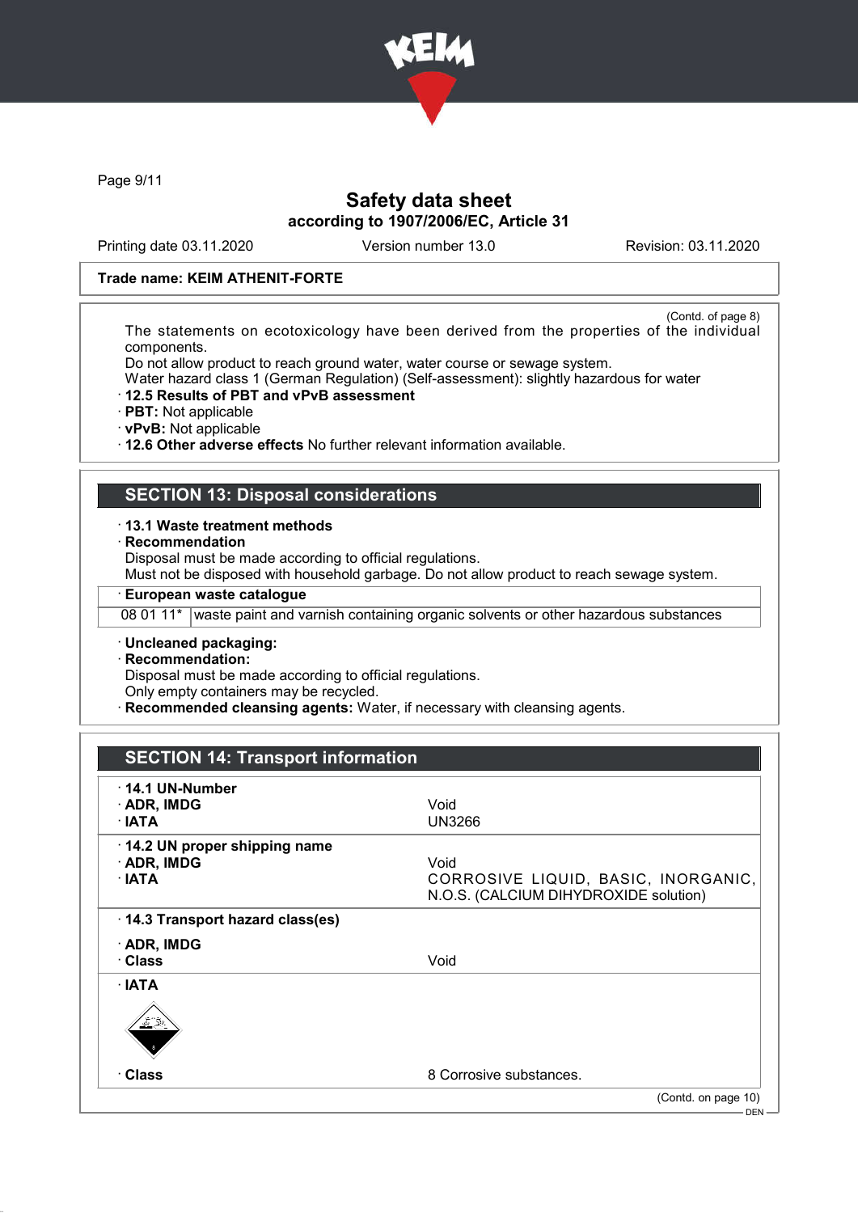Safety data sheet
according to 1907/2006/EC, Article 31

Printing date 03.11.2020 | Version number 13.0 | Revision: 03.11.2020

**Trade name: KEIM ATHENIT-FORTE**

(Contd. of page 8)

The statements on ecotoxicology have been derived from the properties of the individual components.
Do not allow product to reach ground water, water course or sewage system.
Water hazard class 1 (German Regulation) (Self-assessment): slightly hazardous for water

- **12.5 Results of PBT and vPvB assessment**
- **PBT:** Not applicable
- **vPvB:** Not applicable
- **12.6 Other adverse effects** No further relevant information available.

## SECTION 13: Disposal considerations

- **13.1 Waste treatment methods**
- **Recommendation**

Disposal must be made according to official regulations.
Must not be disposed with household garbage. Do not allow product to reach sewage system.

- **European waste catalogue**

| | |
|---|---|
| 08 01 11* | waste paint and varnish containing organic solvents or other hazardous substances |

- **Uncleaned packaging:**
- **Recommendation:**

Disposal must be made according to official regulations.
Only empty containers may be recycled.

- **Recommended cleansing agents:** Water, if necessary with cleansing agents.

## SECTION 14: Transport information

| | |
|---|---|
| **14.1 UN-Number** | |
| **ADR, IMDG** | Void |
| **IATA** | UN3266 |
| **14.2 UN proper shipping name** | |
| **ADR, IMDG** | Void |
| **IATA** | CORROSIVE LIQUID, BASIC, INORGANIC, N.O.S. (CALCIUM DIHYDROXIDE solution) |
| **14.3 Transport hazard class(es)** | |
| **ADR, IMDG** | |
| **Class** | Void |
| **IATA** | |
| **Class** | 8 Corrosive substances. |

(Contd. on page 10)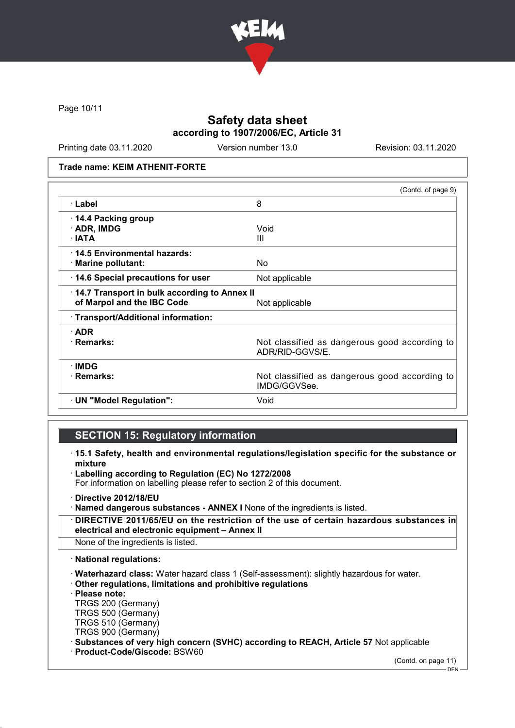Safety data sheet
according to 1907/2006/EC, Article 31

Printing date 03.11.2020 | Version number 13.0 | Revision: 03.11.2020

**Trade name: KEIM ATHENIT-FORTE**

(Contd. of page 9)

| | |
|---|---|
| · **Label** | 8 |
| · **14.4 Packing group**<br>· **ADR, IMDG**<br>· **IATA** | <br>Void<br>III |
| · **14.5 Environmental hazards:**<br>· **Marine pollutant:** | <br>No |
| · **14.6 Special precautions for user** | Not applicable |
| · **14.7 Transport in bulk according to Annex II of Marpol and the IBC Code** | Not applicable |
| · **Transport/Additional information:** | |
| · **ADR**<br>· **Remarks:** | <br>Not classified as dangerous good according to ADR/RID-GGVS/E. |
| · **IMDG**<br>· **Remarks:** | <br>Not classified as dangerous good according to IMDG/GGVSee. |
| · **UN "Model Regulation":** | Void |

## SECTION 15: Regulatory information

· **15.1 Safety, health and environmental regulations/legislation specific for the substance or mixture**

· **Labelling according to Regulation (EC) No 1272/2008**
For information on labelling please refer to section 2 of this document.

· **Directive 2012/18/EU**
· **Named dangerous substances - ANNEX I** None of the ingredients is listed.

· **DIRECTIVE 2011/65/EU on the restriction of the use of certain hazardous substances in electrical and electronic equipment – Annex II**
None of the ingredients is listed.

· **National regulations:**

· **Waterhazard class:** Water hazard class 1 (Self-assessment): slightly hazardous for water.
· **Other regulations, limitations and prohibitive regulations**
· **Please note:**
TRGS 200 (Germany)
TRGS 500 (Germany)
TRGS 510 (Germany)
TRGS 900 (Germany)
· **Substances of very high concern (SVHC) according to REACH, Article 57** Not applicable
· **Product-Code/Giscode:** BSW60

(Contd. on page 11)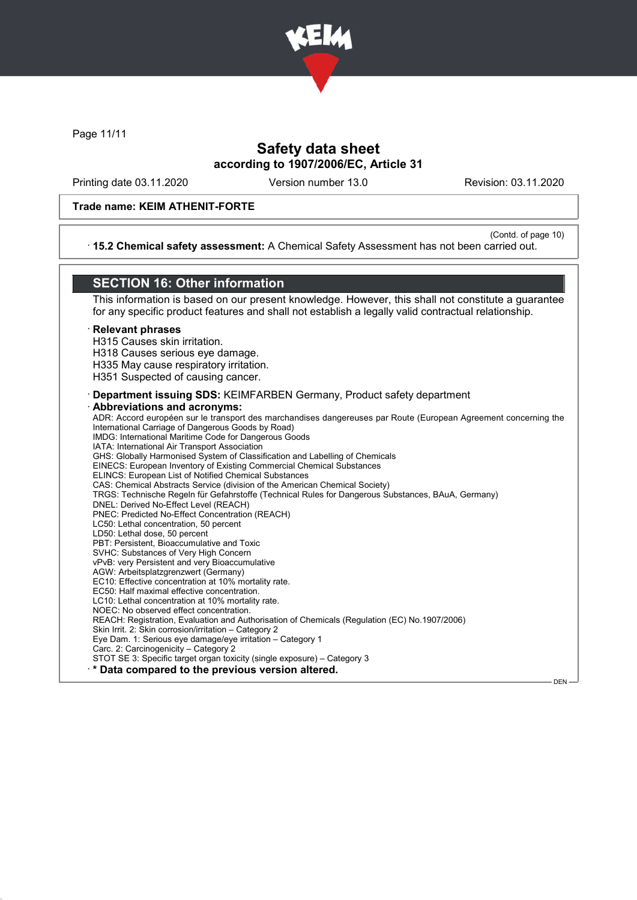Trade name: KEIM ATHENIT-FORTE

(Contd. of page 10)

· **15.2 Chemical safety assessment:** A Chemical Safety Assessment has not been carried out.

## SECTION 16: Other information

This information is based on our present knowledge. However, this shall not constitute a guarantee for any specific product features and shall not establish a legally valid contractual relationship.

· **Relevant phrases**

H315 Causes skin irritation.
H318 Causes serious eye damage.
H335 May cause respiratory irritation.
H351 Suspected of causing cancer.

· **Department issuing SDS:** KEIMFARBEN Germany, Product safety department

· **Abbreviations and acronyms:**

ADR: Accord européen sur le transport des marchandises dangereuses par Route (European Agreement concerning the International Carriage of Dangerous Goods by Road)
IMDG: International Maritime Code for Dangerous Goods
IATA: International Air Transport Association
GHS: Globally Harmonised System of Classification and Labelling of Chemicals
EINECS: European Inventory of Existing Commercial Chemical Substances
ELINCS: European List of Notified Chemical Substances
CAS: Chemical Abstracts Service (division of the American Chemical Society)
TRGS: Technische Regeln für Gefahrstoffe (Technical Rules for Dangerous Substances, BAuA, Germany)
DNEL: Derived No-Effect Level (REACH)
PNEC: Predicted No-Effect Concentration (REACH)
LC50: Lethal concentration, 50 percent
LD50: Lethal dose, 50 percent
PBT: Persistent, Bioaccumulative and Toxic
SVHC: Substances of Very High Concern
vPvB: very Persistent and very Bioaccumulative
AGW: Arbeitsplatzgrenzwert (Germany)
EC10: Effective concentration at 10% mortality rate.
EC50: Half maximal effective concentration.
LC10: Lethal concentration at 10% mortality rate.
NOEC: No observed effect concentration.
REACH: Registration, Evaluation and Authorisation of Chemicals (Regulation (EC) No.1907/2006)
Skin Irrit. 2: Skin corrosion/irritation – Category 2
Eye Dam. 1: Serious eye damage/eye irritation – Category 1
Carc. 2: Carcinogenicity – Category 2
STOT SE 3: Specific target organ toxicity (single exposure) – Category 3

· **\* Data compared to the previous version altered.**